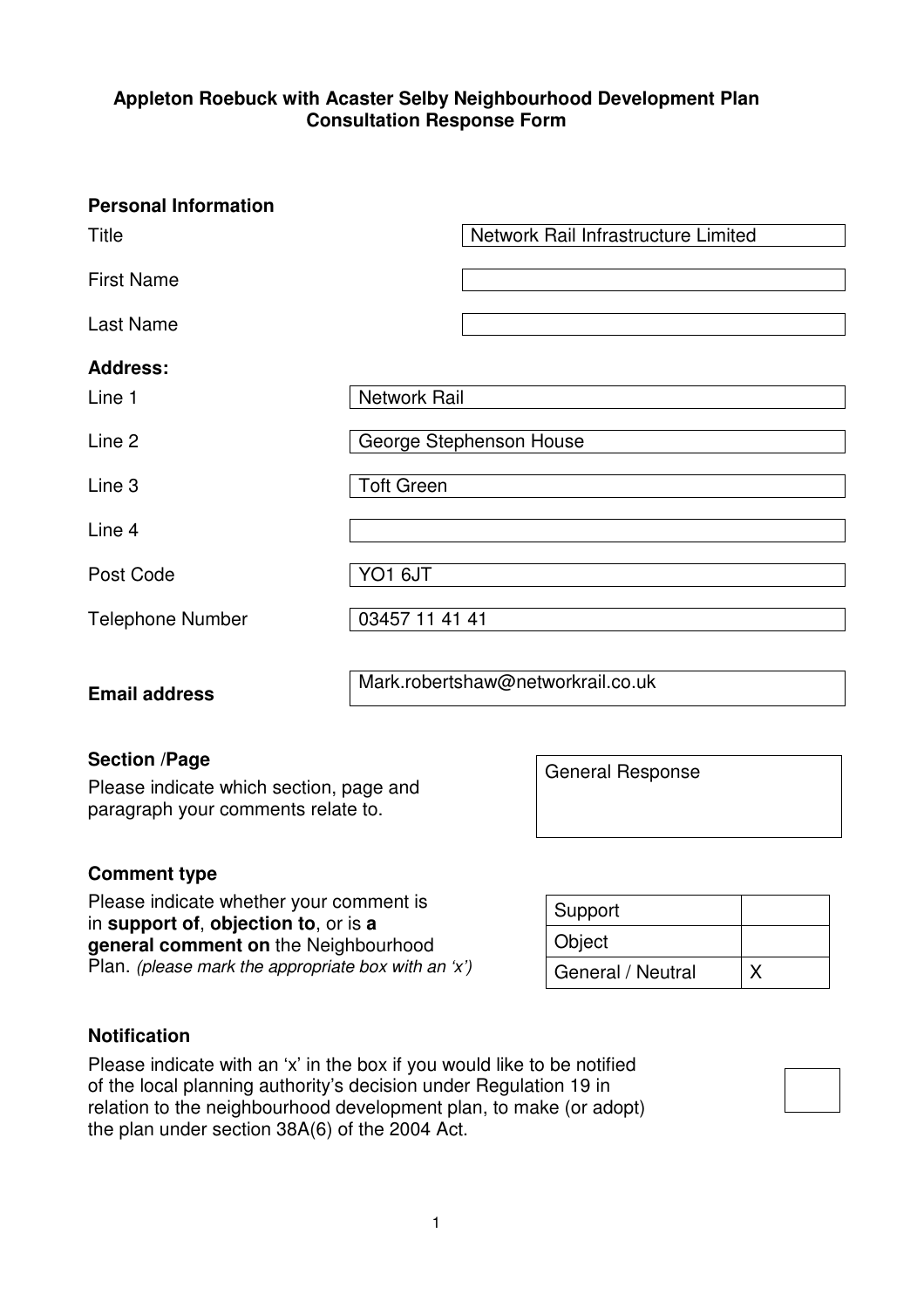**Appleton Roebuck with Acaster Selby Neighbourhood Development Plan Consultation Response Form**

**Personal Information**

| | |
|---|---|
| Title | Network Rail Infrastructure Limited |
| First Name | |
| Last Name | |

**Address:**

| | |
|---|---|
| Line 1 | Network Rail |
| Line 2 | George Stephenson House |
| Line 3 | Toft Green |
| Line 4 | |
| Post Code | YO1 6JT |
| Telephone Number | 03457 11 41 41 |
| **Email address** | Mark.robertshaw@networkrail.co.uk |

**Section /Page**

Please indicate which section, page and paragraph your comments relate to.

General Response

**Comment type**

Please indicate whether your comment is in **support of**, **objection to**, or is **a general comment on** the Neighbourhood Plan. *(please mark the appropriate box with an 'x')*

| | |
|---|---|
| Support | |
| Object | |
| General / Neutral | X |

**Notification**

Please indicate with an 'x' in the box if you would like to be notified of the local planning authority's decision under Regulation 19 in relation to the neighbourhood development plan, to make (or adopt) the plan under section 38A(6) of the 2004 Act.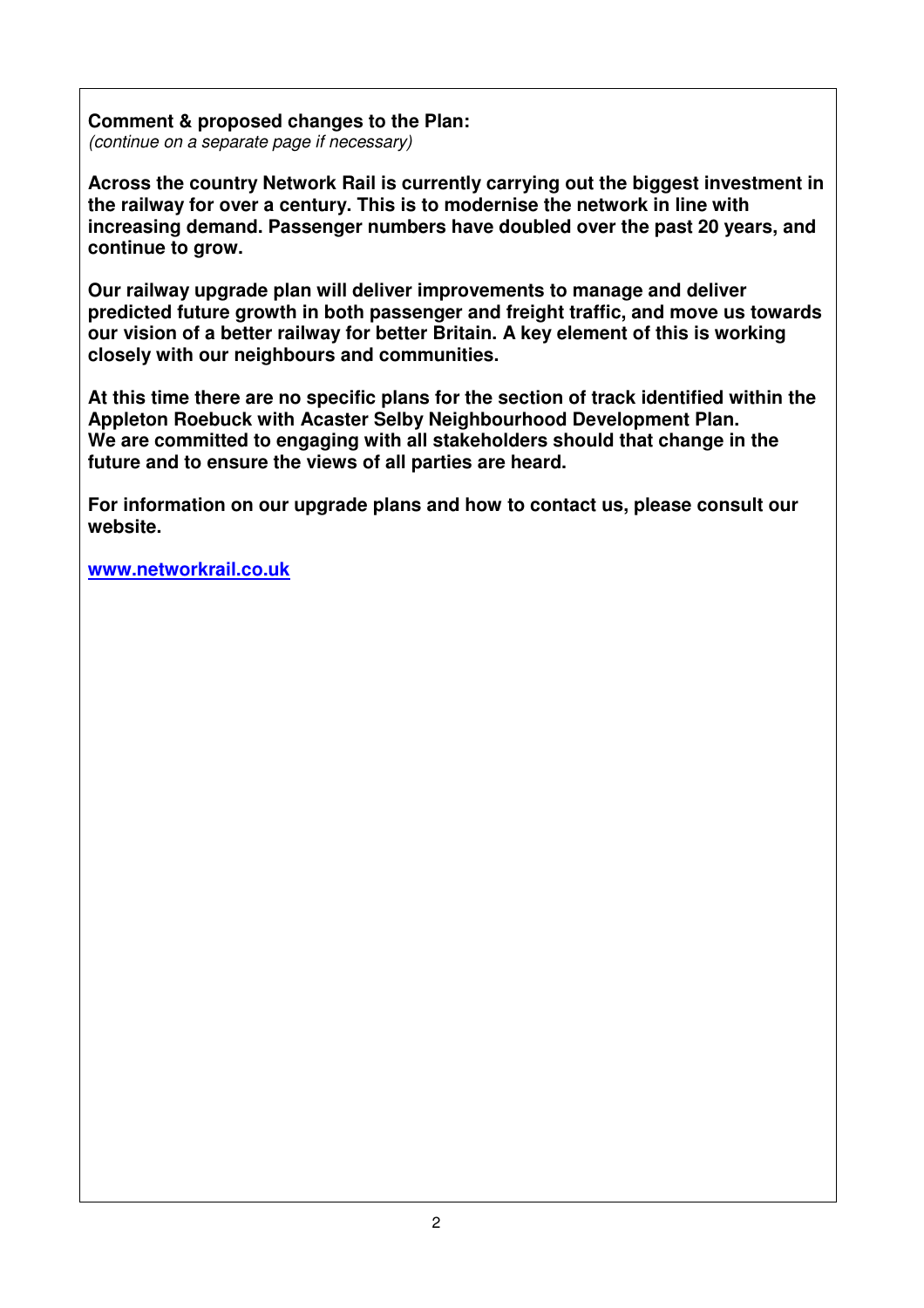**Comment & proposed changes to the Plan:**
*(continue on a separate page if necessary)*

**Across the country Network Rail is currently carrying out the biggest investment in the railway for over a century. This is to modernise the network in line with increasing demand. Passenger numbers have doubled over the past 20 years, and continue to grow.**

**Our railway upgrade plan will deliver improvements to manage and deliver predicted future growth in both passenger and freight traffic, and move us towards our vision of a better railway for better Britain. A key element of this is working closely with our neighbours and communities.**

**At this time there are no specific plans for the section of track identified within the Appleton Roebuck with Acaster Selby Neighbourhood Development Plan.**
**We are committed to engaging with all stakeholders should that change in the future and to ensure the views of all parties are heard.**

**For information on our upgrade plans and how to contact us, please consult our website.**

**www.networkrail.co.uk**